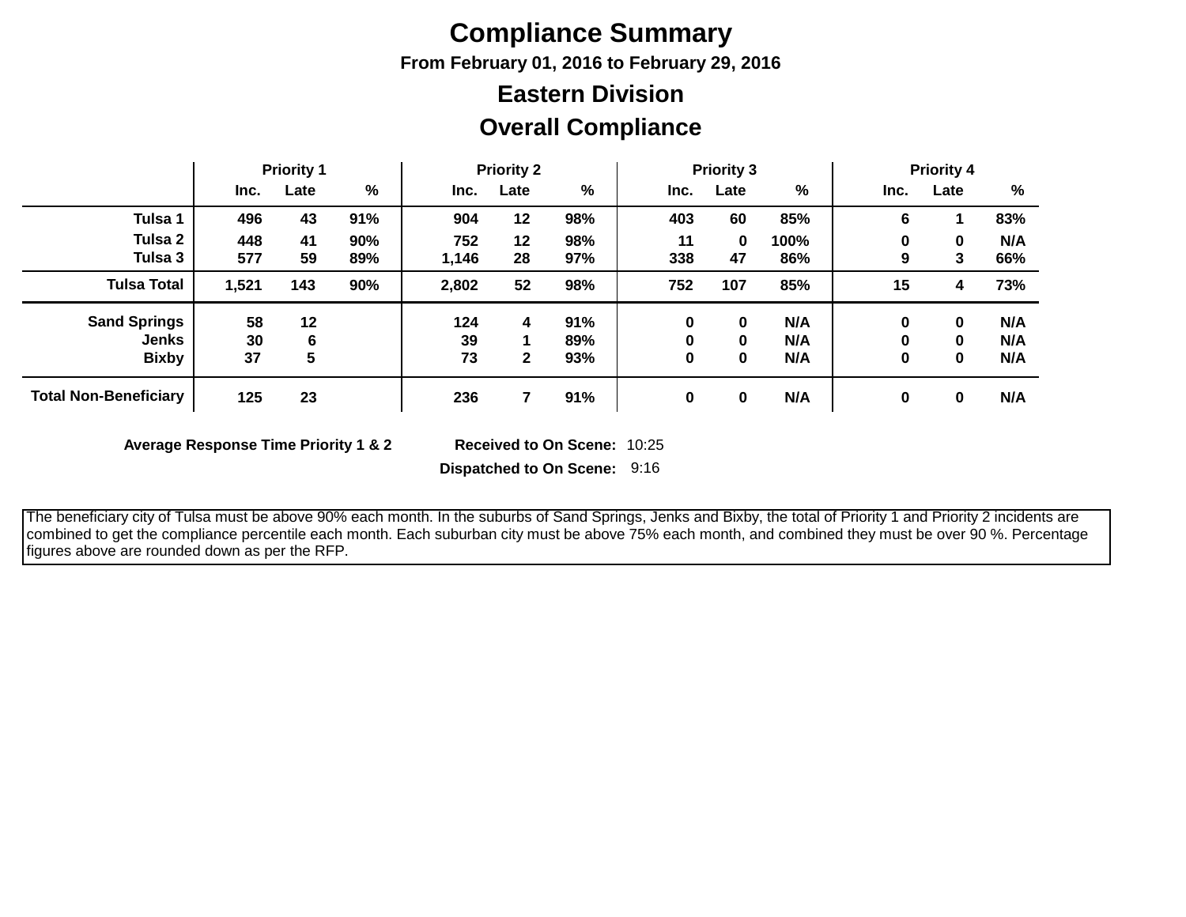# Compliance Summary

### From February 01, 2016 to February 29, 2016

## Eastern Division

## Overall Compliance

| | Priority 1 | | | Priority 2 | | | Priority 3 | | | Priority 4 | | |
|---|---|---|---|---|---|---|---|---|---|---|---|---|
| | Inc. | Late | % | Inc. | Late | % | Inc. | Late | % | Inc. | Late | % |
| **Tulsa 1** | 496 | 43 | 91% | 904 | 12 | 98% | 403 | 60 | 85% | 6 | 1 | 83% |
| **Tulsa 2** | 448 | 41 | 90% | 752 | 12 | 98% | 11 | 0 | 100% | 0 | 0 | N/A |
| **Tulsa 3** | 577 | 59 | 89% | 1,146 | 28 | 97% | 338 | 47 | 86% | 9 | 3 | 66% |
| **Tulsa Total** | 1,521 | 143 | 90% | 2,802 | 52 | 98% | 752 | 107 | 85% | 15 | 4 | 73% |
| **Sand Springs** | 58 | 12 | | 124 | 4 | 91% | 0 | 0 | N/A | 0 | 0 | N/A |
| **Jenks** | 30 | 6 | | 39 | 1 | 89% | 0 | 0 | N/A | 0 | 0 | N/A |
| **Bixby** | 37 | 5 | | 73 | 2 | 93% | 0 | 0 | N/A | 0 | 0 | N/A |
| **Total Non-Beneficiary** | 125 | 23 | | 236 | 7 | 91% | 0 | 0 | N/A | 0 | 0 | N/A |

**Average Response Time Priority 1 & 2** **Received to On Scene:** 10:25

**Dispatched to On Scene:** 9:16

The beneficiary city of Tulsa must be above 90% each month. In the suburbs of Sand Springs, Jenks and Bixby, the total of Priority 1 and Priority 2 incidents are combined to get the compliance percentile each month. Each suburban city must be above 75% each month, and combined they must be over 90 %. Percentage figures above are rounded down as per the RFP.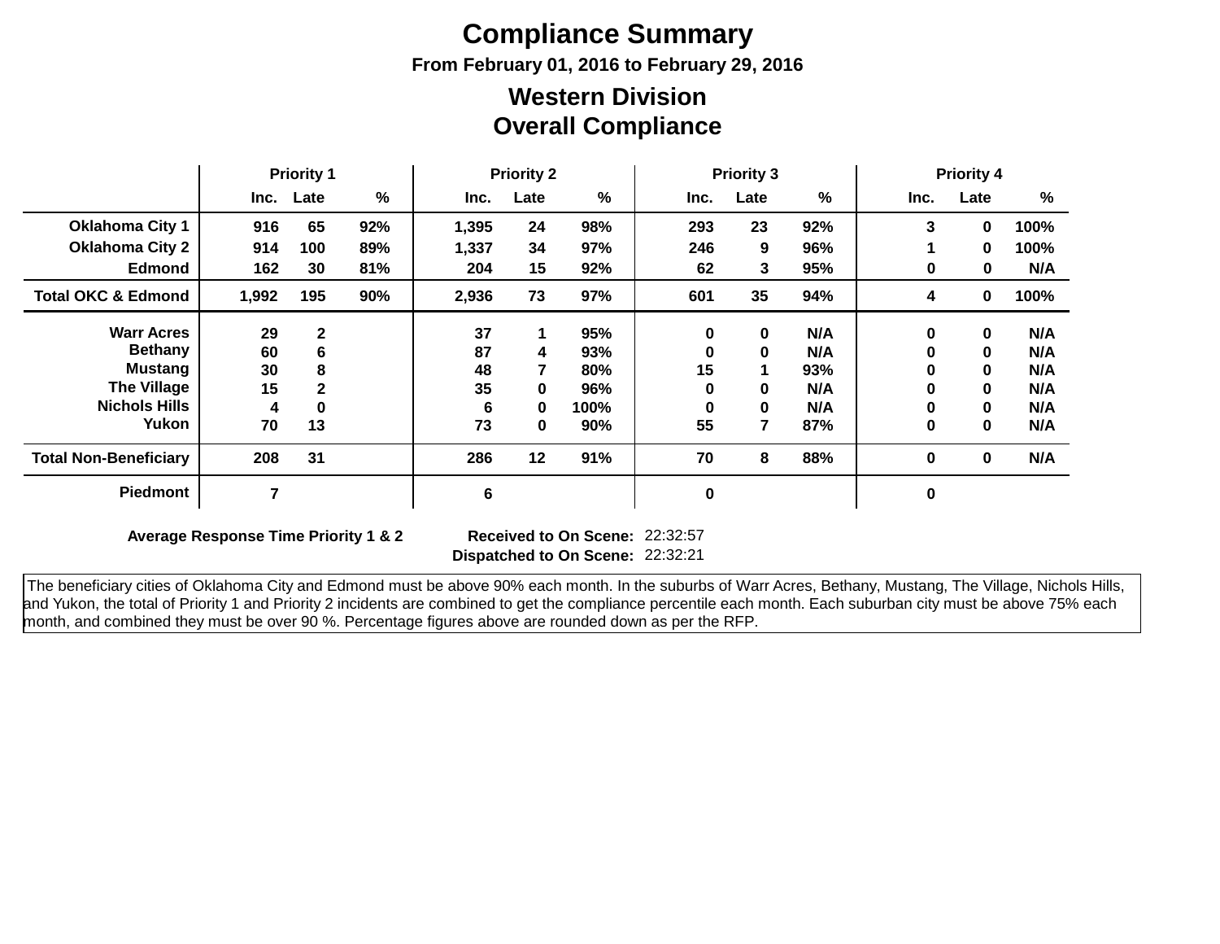# Compliance Summary

### From February 01, 2016 to February 29, 2016

## Western Division
## Overall Compliance

| | Priority 1 | | | Priority 2 | | | Priority 3 | | | Priority 4 | | |
|---|---|---|---|---|---|---|---|---|---|---|---|---|
| | Inc. | Late | % | Inc. | Late | % | Inc. | Late | % | Inc. | Late | % |
| Oklahoma City 1 | 916 | 65 | 92% | 1,395 | 24 | 98% | 293 | 23 | 92% | 3 | 0 | 100% |
| Oklahoma City 2 | 914 | 100 | 89% | 1,337 | 34 | 97% | 246 | 9 | 96% | 1 | 0 | 100% |
| Edmond | 162 | 30 | 81% | 204 | 15 | 92% | 62 | 3 | 95% | 0 | 0 | N/A |
| Total OKC & Edmond | 1,992 | 195 | 90% | 2,936 | 73 | 97% | 601 | 35 | 94% | 4 | 0 | 100% |
| Warr Acres | 29 | 2 | | 37 | 1 | 95% | 0 | 0 | N/A | 0 | 0 | N/A |
| Bethany | 60 | 6 | | 87 | 4 | 93% | 0 | 0 | N/A | 0 | 0 | N/A |
| Mustang | 30 | 8 | | 48 | 7 | 80% | 15 | 1 | 93% | 0 | 0 | N/A |
| The Village | 15 | 2 | | 35 | 0 | 96% | 0 | 0 | N/A | 0 | 0 | N/A |
| Nichols Hills | 4 | 0 | | 6 | 0 | 100% | 0 | 0 | N/A | 0 | 0 | N/A |
| Yukon | 70 | 13 | | 73 | 0 | 90% | 55 | 7 | 87% | 0 | 0 | N/A |
| Total Non-Beneficiary | 208 | 31 | | 286 | 12 | 91% | 70 | 8 | 88% | 0 | 0 | N/A |
| Piedmont | 7 | | | 6 | | | 0 | | | 0 | | |

**Average Response Time Priority 1 & 2**

**Received to On Scene:** 22:32:57

**Dispatched to On Scene:** 22:32:21

The beneficiary cities of Oklahoma City and Edmond must be above 90% each month. In the suburbs of Warr Acres, Bethany, Mustang, The Village, Nichols Hills, and Yukon, the total of Priority 1 and Priority 2 incidents are combined to get the compliance percentile each month. Each suburban city must be above 75% each month, and combined they must be over 90 %. Percentage figures above are rounded down as per the RFP.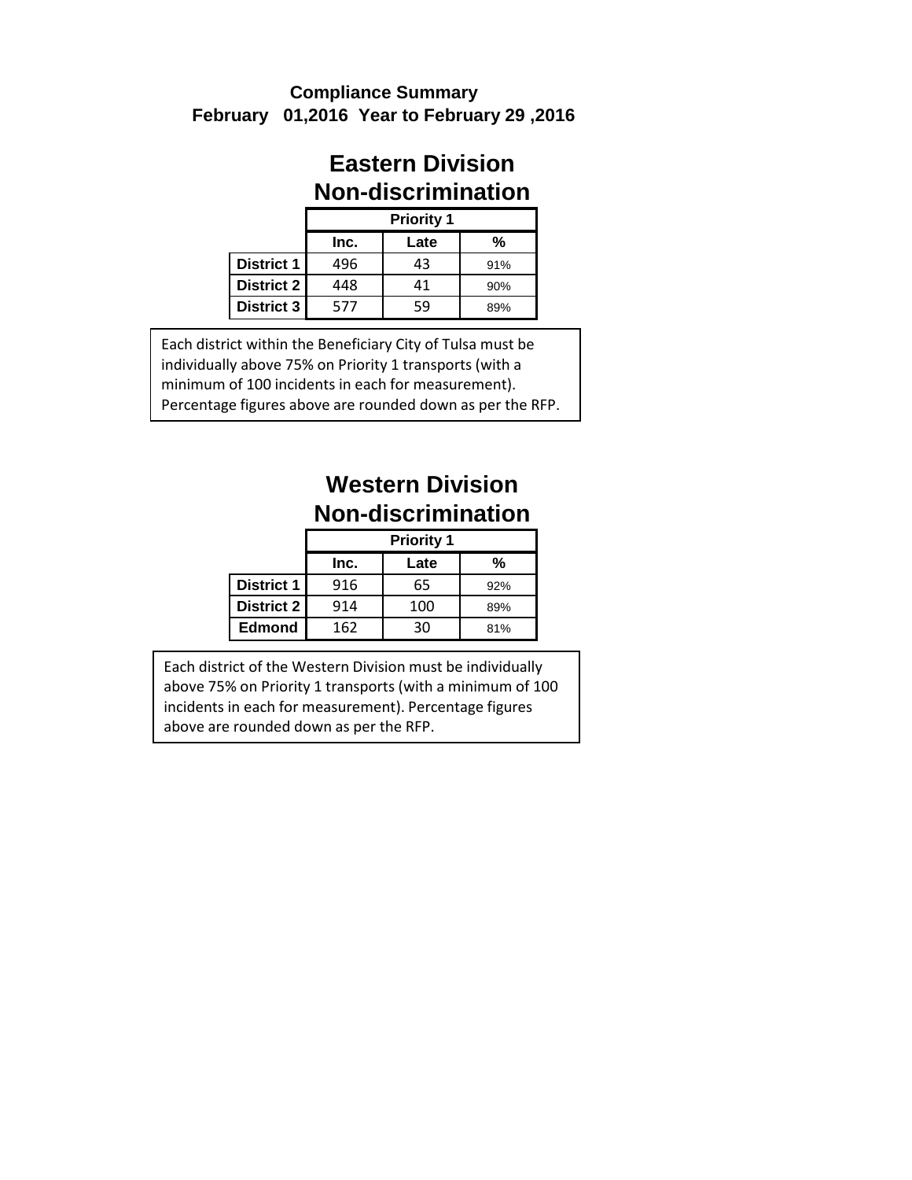**Compliance Summary**
**February 01,2016 Year to February 29 ,2016**

## Eastern Division Non-discrimination

| | Priority 1 | | |
|---|---|---|---|
| | Inc. | Late | % |
| District 1 | 496 | 43 | 91% |
| District 2 | 448 | 41 | 90% |
| District 3 | 577 | 59 | 89% |

Each district within the Beneficiary City of Tulsa must be individually above 75% on Priority 1 transports (with a minimum of 100 incidents in each for measurement). Percentage figures above are rounded down as per the RFP.

## Western Division Non-discrimination

| | Priority 1 | | |
|---|---|---|---|
| | Inc. | Late | % |
| District 1 | 916 | 65 | 92% |
| District 2 | 914 | 100 | 89% |
| Edmond | 162 | 30 | 81% |

Each district of the Western Division must be individually above 75% on Priority 1 transports (with a minimum of 100 incidents in each for measurement). Percentage figures above are rounded down as per the RFP.